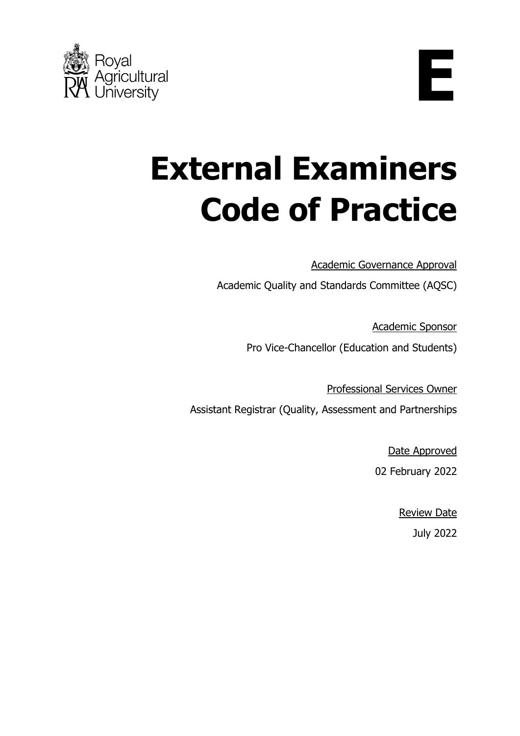Royal Agricultural University

**E**

# External Examiners Code of Practice

<u>Academic Governance Approval</u>

Academic Quality and Standards Committee (AQSC)

<u>Academic Sponsor</u>

Pro Vice-Chancellor (Education and Students)

<u>Professional Services Owner</u>

Assistant Registrar (Quality, Assessment and Partnerships

<u>Date Approved</u>

02 February 2022

<u>Review Date</u>

July 2022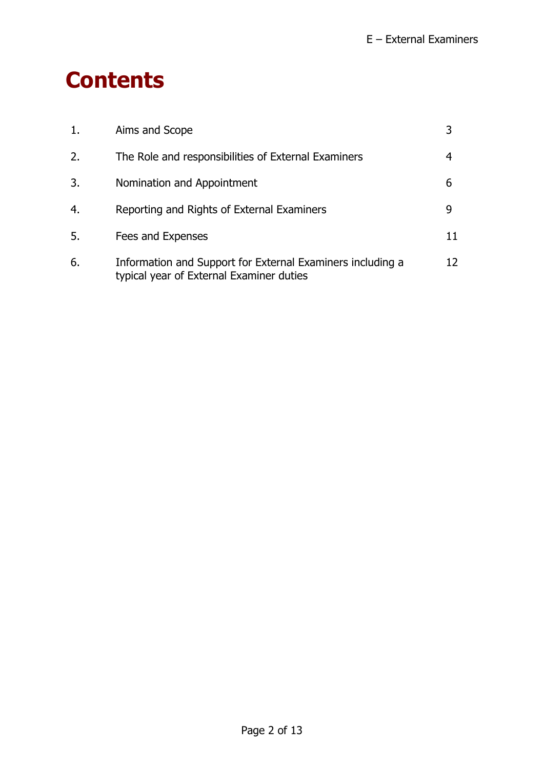# Contents

| | | |
|---|---|---|
| 1. | Aims and Scope | 3 |
| 2. | The Role and responsibilities of External Examiners | 4 |
| 3. | Nomination and Appointment | 6 |
| 4. | Reporting and Rights of External Examiners | 9 |
| 5. | Fees and Expenses | 11 |
| 6. | Information and Support for External Examiners including a typical year of External Examiner duties | 12 |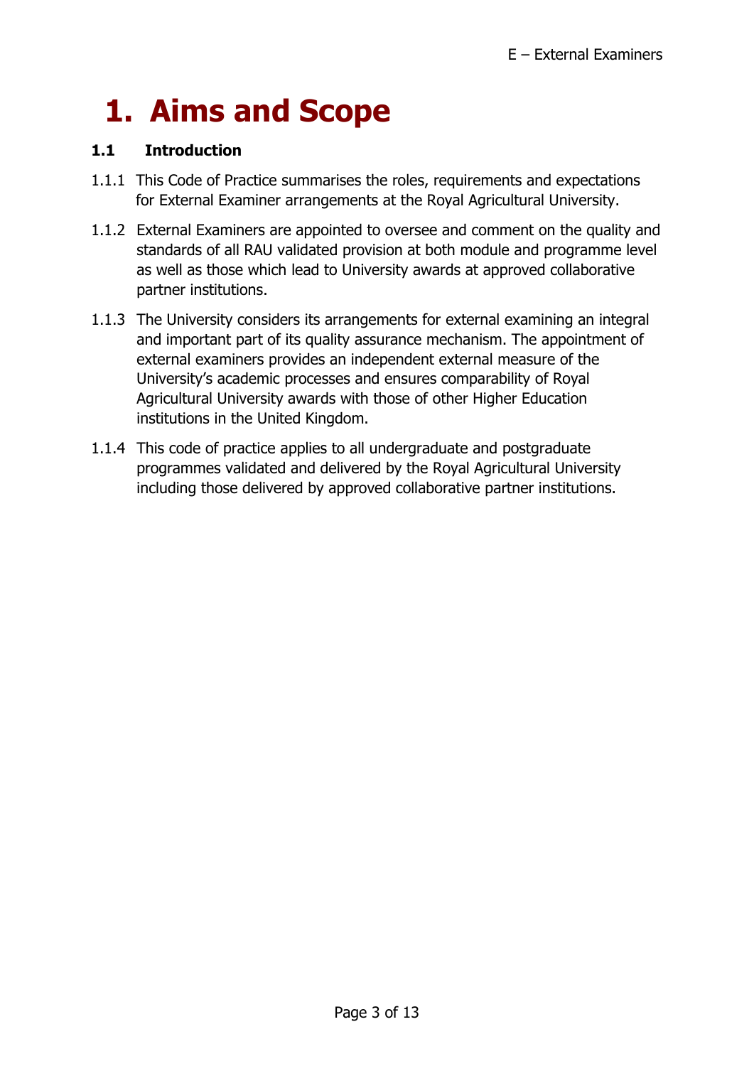# 1. Aims and Scope

### 1.1 Introduction

1.1.1 This Code of Practice summarises the roles, requirements and expectations for External Examiner arrangements at the Royal Agricultural University.

1.1.2 External Examiners are appointed to oversee and comment on the quality and standards of all RAU validated provision at both module and programme level as well as those which lead to University awards at approved collaborative partner institutions.

1.1.3 The University considers its arrangements for external examining an integral and important part of its quality assurance mechanism. The appointment of external examiners provides an independent external measure of the University's academic processes and ensures comparability of Royal Agricultural University awards with those of other Higher Education institutions in the United Kingdom.

1.1.4 This code of practice applies to all undergraduate and postgraduate programmes validated and delivered by the Royal Agricultural University including those delivered by approved collaborative partner institutions.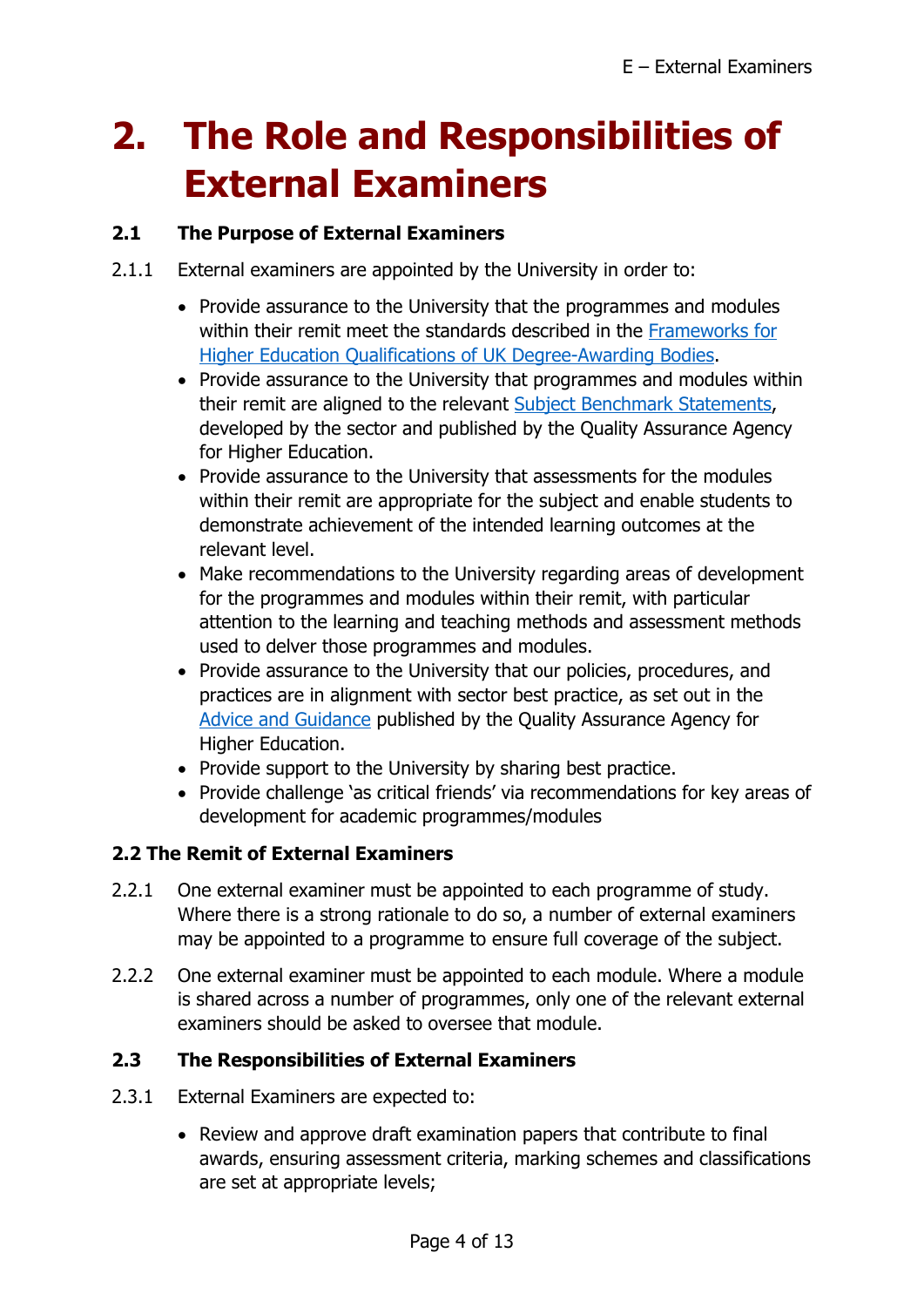# 2. The Role and Responsibilities of External Examiners

### 2.1 The Purpose of External Examiners

2.1.1 External examiners are appointed by the University in order to:

- Provide assurance to the University that the programmes and modules within their remit meet the standards described in the Frameworks for Higher Education Qualifications of UK Degree-Awarding Bodies.
- Provide assurance to the University that programmes and modules within their remit are aligned to the relevant Subject Benchmark Statements, developed by the sector and published by the Quality Assurance Agency for Higher Education.
- Provide assurance to the University that assessments for the modules within their remit are appropriate for the subject and enable students to demonstrate achievement of the intended learning outcomes at the relevant level.
- Make recommendations to the University regarding areas of development for the programmes and modules within their remit, with particular attention to the learning and teaching methods and assessment methods used to delver those programmes and modules.
- Provide assurance to the University that our policies, procedures, and practices are in alignment with sector best practice, as set out in the Advice and Guidance published by the Quality Assurance Agency for Higher Education.
- Provide support to the University by sharing best practice.
- Provide challenge 'as critical friends' via recommendations for key areas of development for academic programmes/modules

### 2.2 The Remit of External Examiners

2.2.1 One external examiner must be appointed to each programme of study. Where there is a strong rationale to do so, a number of external examiners may be appointed to a programme to ensure full coverage of the subject.

2.2.2 One external examiner must be appointed to each module. Where a module is shared across a number of programmes, only one of the relevant external examiners should be asked to oversee that module.

### 2.3 The Responsibilities of External Examiners

2.3.1 External Examiners are expected to:

- Review and approve draft examination papers that contribute to final awards, ensuring assessment criteria, marking schemes and classifications are set at appropriate levels;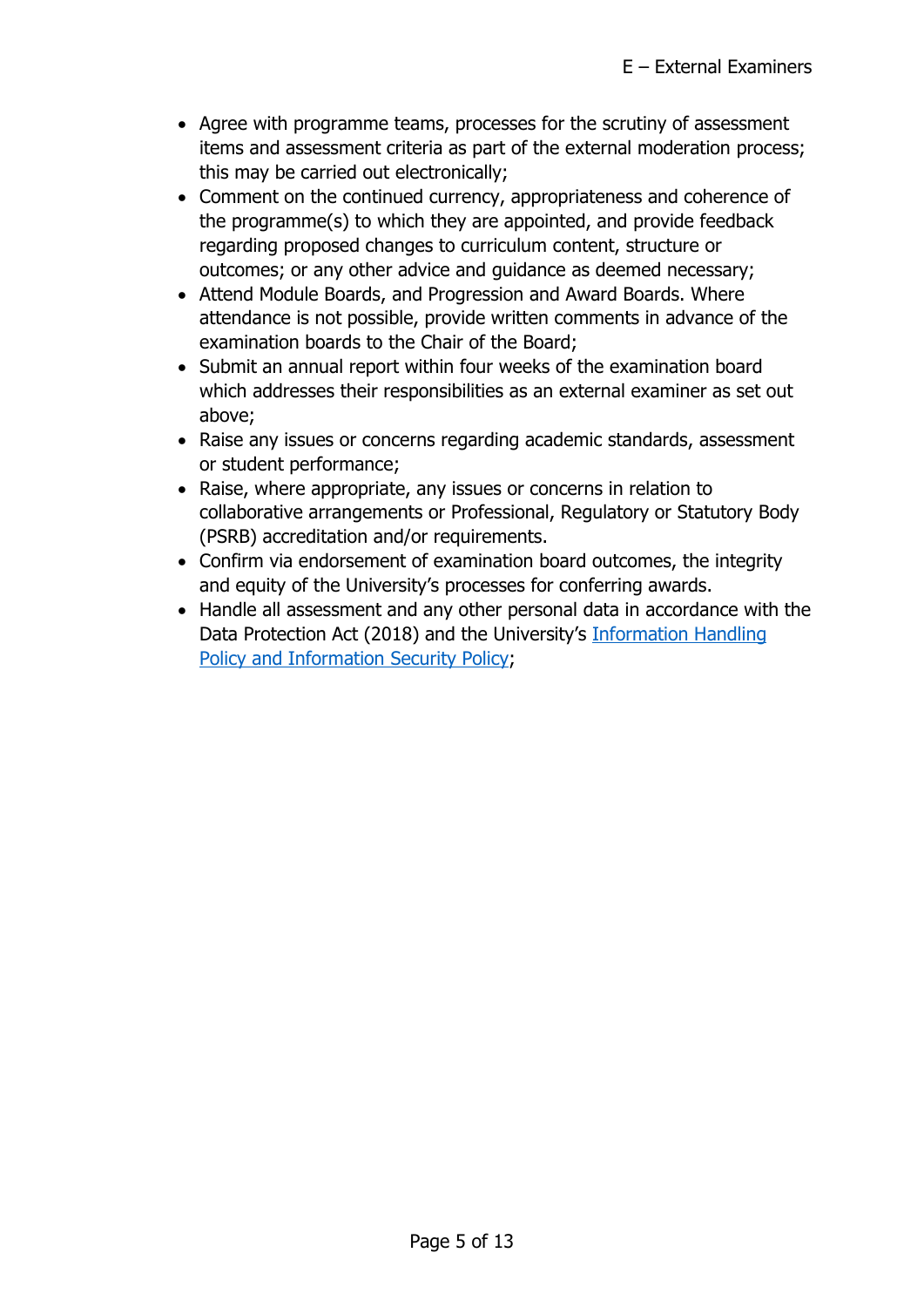- Agree with programme teams, processes for the scrutiny of assessment items and assessment criteria as part of the external moderation process; this may be carried out electronically;
- Comment on the continued currency, appropriateness and coherence of the programme(s) to which they are appointed, and provide feedback regarding proposed changes to curriculum content, structure or outcomes; or any other advice and guidance as deemed necessary;
- Attend Module Boards, and Progression and Award Boards. Where attendance is not possible, provide written comments in advance of the examination boards to the Chair of the Board;
- Submit an annual report within four weeks of the examination board which addresses their responsibilities as an external examiner as set out above;
- Raise any issues or concerns regarding academic standards, assessment or student performance;
- Raise, where appropriate, any issues or concerns in relation to collaborative arrangements or Professional, Regulatory or Statutory Body (PSRB) accreditation and/or requirements.
- Confirm via endorsement of examination board outcomes, the integrity and equity of the University's processes for conferring awards.
- Handle all assessment and any other personal data in accordance with the Data Protection Act (2018) and the University's Information Handling Policy and Information Security Policy;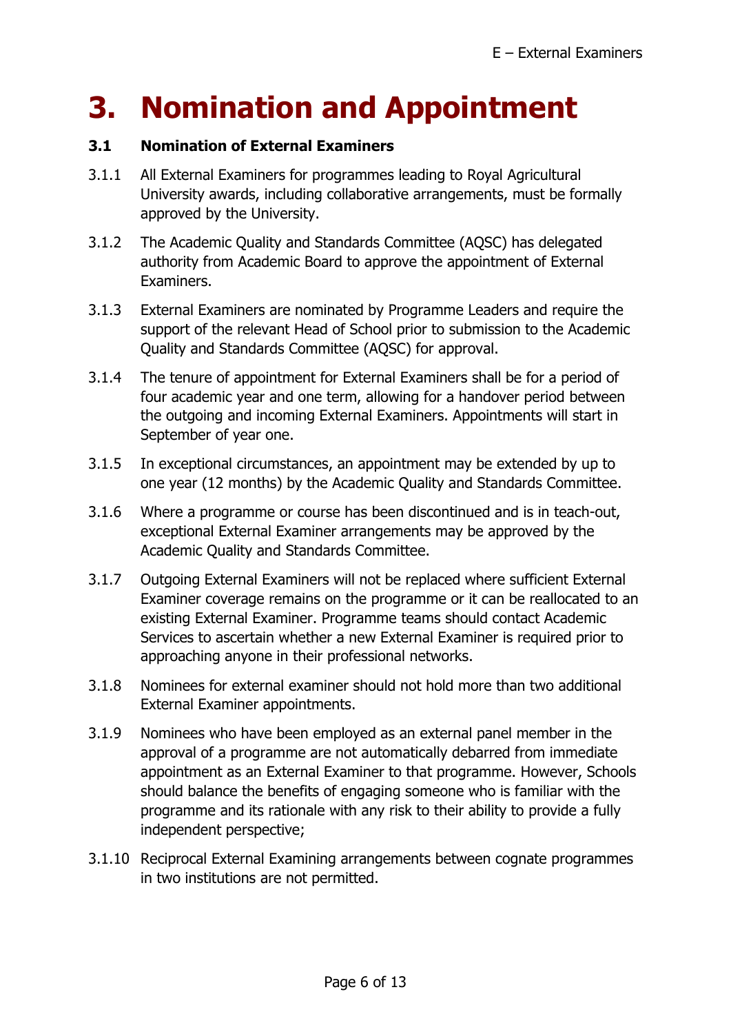# 3. Nomination and Appointment

### 3.1 Nomination of External Examiners

3.1.1 All External Examiners for programmes leading to Royal Agricultural University awards, including collaborative arrangements, must be formally approved by the University.

3.1.2 The Academic Quality and Standards Committee (AQSC) has delegated authority from Academic Board to approve the appointment of External Examiners.

3.1.3 External Examiners are nominated by Programme Leaders and require the support of the relevant Head of School prior to submission to the Academic Quality and Standards Committee (AQSC) for approval.

3.1.4 The tenure of appointment for External Examiners shall be for a period of four academic year and one term, allowing for a handover period between the outgoing and incoming External Examiners. Appointments will start in September of year one.

3.1.5 In exceptional circumstances, an appointment may be extended by up to one year (12 months) by the Academic Quality and Standards Committee.

3.1.6 Where a programme or course has been discontinued and is in teach-out, exceptional External Examiner arrangements may be approved by the Academic Quality and Standards Committee.

3.1.7 Outgoing External Examiners will not be replaced where sufficient External Examiner coverage remains on the programme or it can be reallocated to an existing External Examiner. Programme teams should contact Academic Services to ascertain whether a new External Examiner is required prior to approaching anyone in their professional networks.

3.1.8 Nominees for external examiner should not hold more than two additional External Examiner appointments.

3.1.9 Nominees who have been employed as an external panel member in the approval of a programme are not automatically debarred from immediate appointment as an External Examiner to that programme. However, Schools should balance the benefits of engaging someone who is familiar with the programme and its rationale with any risk to their ability to provide a fully independent perspective;

3.1.10 Reciprocal External Examining arrangements between cognate programmes in two institutions are not permitted.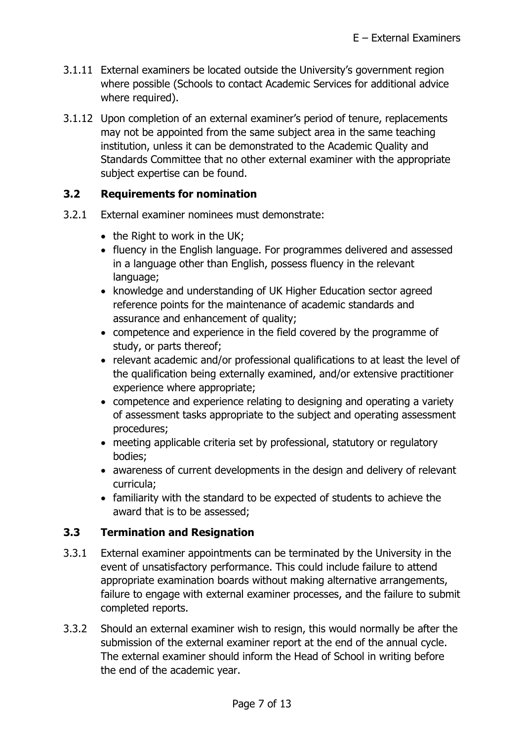3.1.11 External examiners be located outside the University's government region where possible (Schools to contact Academic Services for additional advice where required).

3.1.12 Upon completion of an external examiner's period of tenure, replacements may not be appointed from the same subject area in the same teaching institution, unless it can be demonstrated to the Academic Quality and Standards Committee that no other external examiner with the appropriate subject expertise can be found.

### 3.2 Requirements for nomination

3.2.1 External examiner nominees must demonstrate:

- the Right to work in the UK;
- fluency in the English language. For programmes delivered and assessed in a language other than English, possess fluency in the relevant language;
- knowledge and understanding of UK Higher Education sector agreed reference points for the maintenance of academic standards and assurance and enhancement of quality;
- competence and experience in the field covered by the programme of study, or parts thereof;
- relevant academic and/or professional qualifications to at least the level of the qualification being externally examined, and/or extensive practitioner experience where appropriate;
- competence and experience relating to designing and operating a variety of assessment tasks appropriate to the subject and operating assessment procedures;
- meeting applicable criteria set by professional, statutory or regulatory bodies;
- awareness of current developments in the design and delivery of relevant curricula;
- familiarity with the standard to be expected of students to achieve the award that is to be assessed;

### 3.3 Termination and Resignation

3.3.1 External examiner appointments can be terminated by the University in the event of unsatisfactory performance. This could include failure to attend appropriate examination boards without making alternative arrangements, failure to engage with external examiner processes, and the failure to submit completed reports.

3.3.2 Should an external examiner wish to resign, this would normally be after the submission of the external examiner report at the end of the annual cycle. The external examiner should inform the Head of School in writing before the end of the academic year.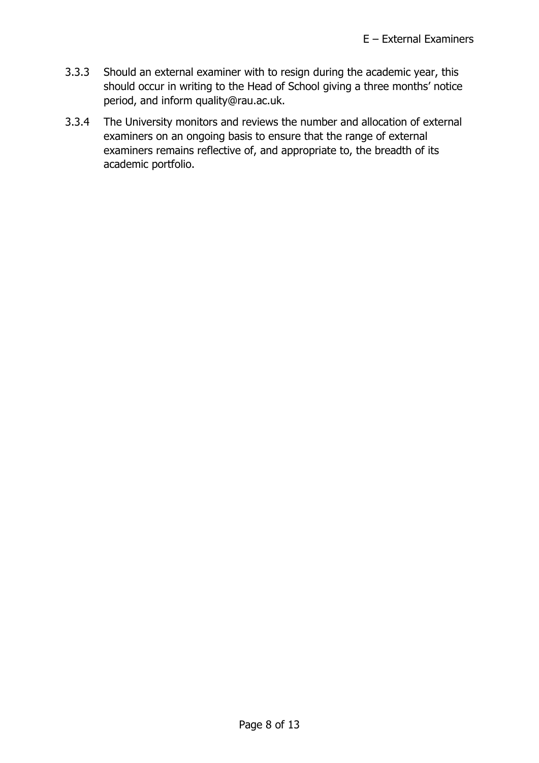3.3.3 Should an external examiner with to resign during the academic year, this should occur in writing to the Head of School giving a three months' notice period, and inform quality@rau.ac.uk.

3.3.4 The University monitors and reviews the number and allocation of external examiners on an ongoing basis to ensure that the range of external examiners remains reflective of, and appropriate to, the breadth of its academic portfolio.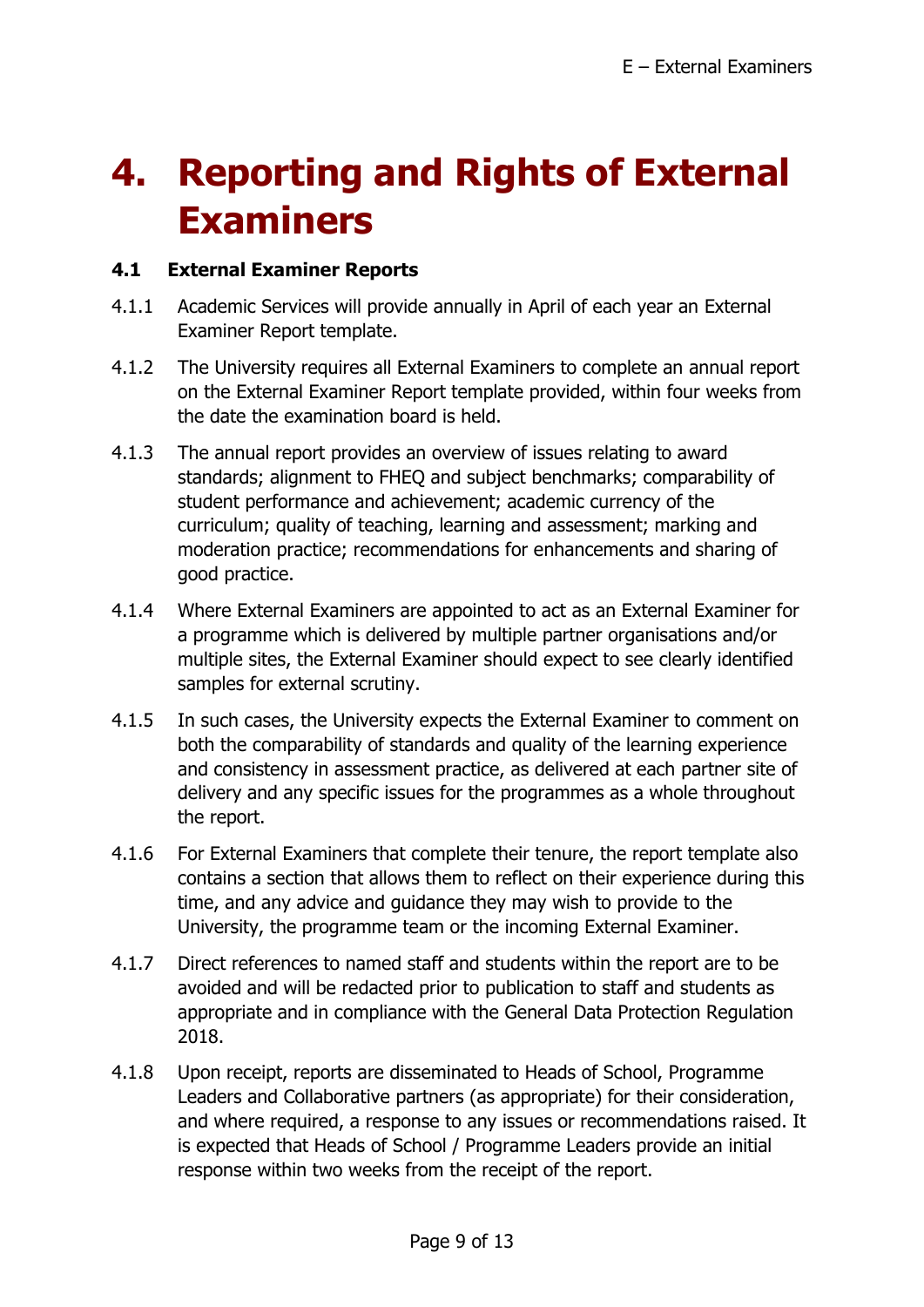# 4. Reporting and Rights of External Examiners

### 4.1 External Examiner Reports

4.1.1 Academic Services will provide annually in April of each year an External Examiner Report template.

4.1.2 The University requires all External Examiners to complete an annual report on the External Examiner Report template provided, within four weeks from the date the examination board is held.

4.1.3 The annual report provides an overview of issues relating to award standards; alignment to FHEQ and subject benchmarks; comparability of student performance and achievement; academic currency of the curriculum; quality of teaching, learning and assessment; marking and moderation practice; recommendations for enhancements and sharing of good practice.

4.1.4 Where External Examiners are appointed to act as an External Examiner for a programme which is delivered by multiple partner organisations and/or multiple sites, the External Examiner should expect to see clearly identified samples for external scrutiny.

4.1.5 In such cases, the University expects the External Examiner to comment on both the comparability of standards and quality of the learning experience and consistency in assessment practice, as delivered at each partner site of delivery and any specific issues for the programmes as a whole throughout the report.

4.1.6 For External Examiners that complete their tenure, the report template also contains a section that allows them to reflect on their experience during this time, and any advice and guidance they may wish to provide to the University, the programme team or the incoming External Examiner.

4.1.7 Direct references to named staff and students within the report are to be avoided and will be redacted prior to publication to staff and students as appropriate and in compliance with the General Data Protection Regulation 2018.

4.1.8 Upon receipt, reports are disseminated to Heads of School, Programme Leaders and Collaborative partners (as appropriate) for their consideration, and where required, a response to any issues or recommendations raised. It is expected that Heads of School / Programme Leaders provide an initial response within two weeks from the receipt of the report.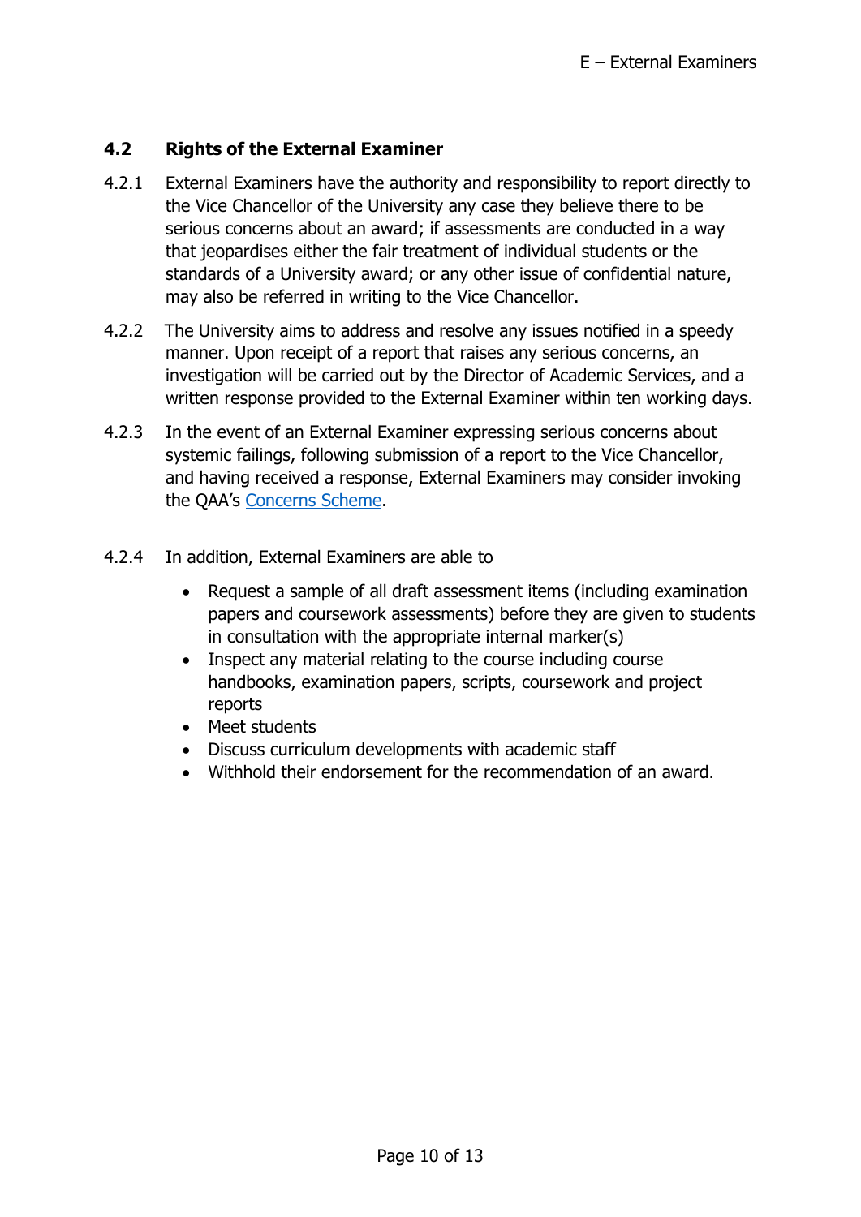## 4.2 Rights of the External Examiner

4.2.1 External Examiners have the authority and responsibility to report directly to the Vice Chancellor of the University any case they believe there to be serious concerns about an award; if assessments are conducted in a way that jeopardises either the fair treatment of individual students or the standards of a University award; or any other issue of confidential nature, may also be referred in writing to the Vice Chancellor.

4.2.2 The University aims to address and resolve any issues notified in a speedy manner. Upon receipt of a report that raises any serious concerns, an investigation will be carried out by the Director of Academic Services, and a written response provided to the External Examiner within ten working days.

4.2.3 In the event of an External Examiner expressing serious concerns about systemic failings, following submission of a report to the Vice Chancellor, and having received a response, External Examiners may consider invoking the QAA's Concerns Scheme.

4.2.4 In addition, External Examiners are able to

- Request a sample of all draft assessment items (including examination papers and coursework assessments) before they are given to students in consultation with the appropriate internal marker(s)
- Inspect any material relating to the course including course handbooks, examination papers, scripts, coursework and project reports
- Meet students
- Discuss curriculum developments with academic staff
- Withhold their endorsement for the recommendation of an award.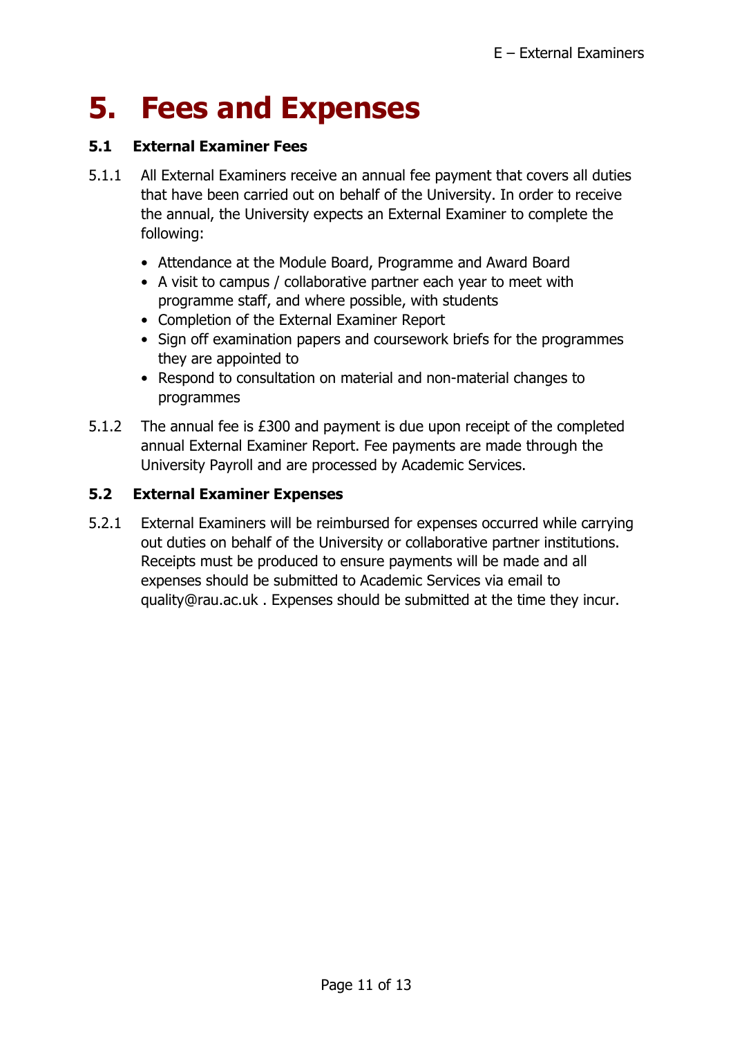# 5. Fees and Expenses

### 5.1 External Examiner Fees

5.1.1 All External Examiners receive an annual fee payment that covers all duties that have been carried out on behalf of the University. In order to receive the annual, the University expects an External Examiner to complete the following:

- Attendance at the Module Board, Programme and Award Board
- A visit to campus / collaborative partner each year to meet with programme staff, and where possible, with students
- Completion of the External Examiner Report
- Sign off examination papers and coursework briefs for the programmes they are appointed to
- Respond to consultation on material and non-material changes to programmes

5.1.2 The annual fee is £300 and payment is due upon receipt of the completed annual External Examiner Report. Fee payments are made through the University Payroll and are processed by Academic Services.

### 5.2 External Examiner Expenses

5.2.1 External Examiners will be reimbursed for expenses occurred while carrying out duties on behalf of the University or collaborative partner institutions. Receipts must be produced to ensure payments will be made and all expenses should be submitted to Academic Services via email to quality@rau.ac.uk . Expenses should be submitted at the time they incur.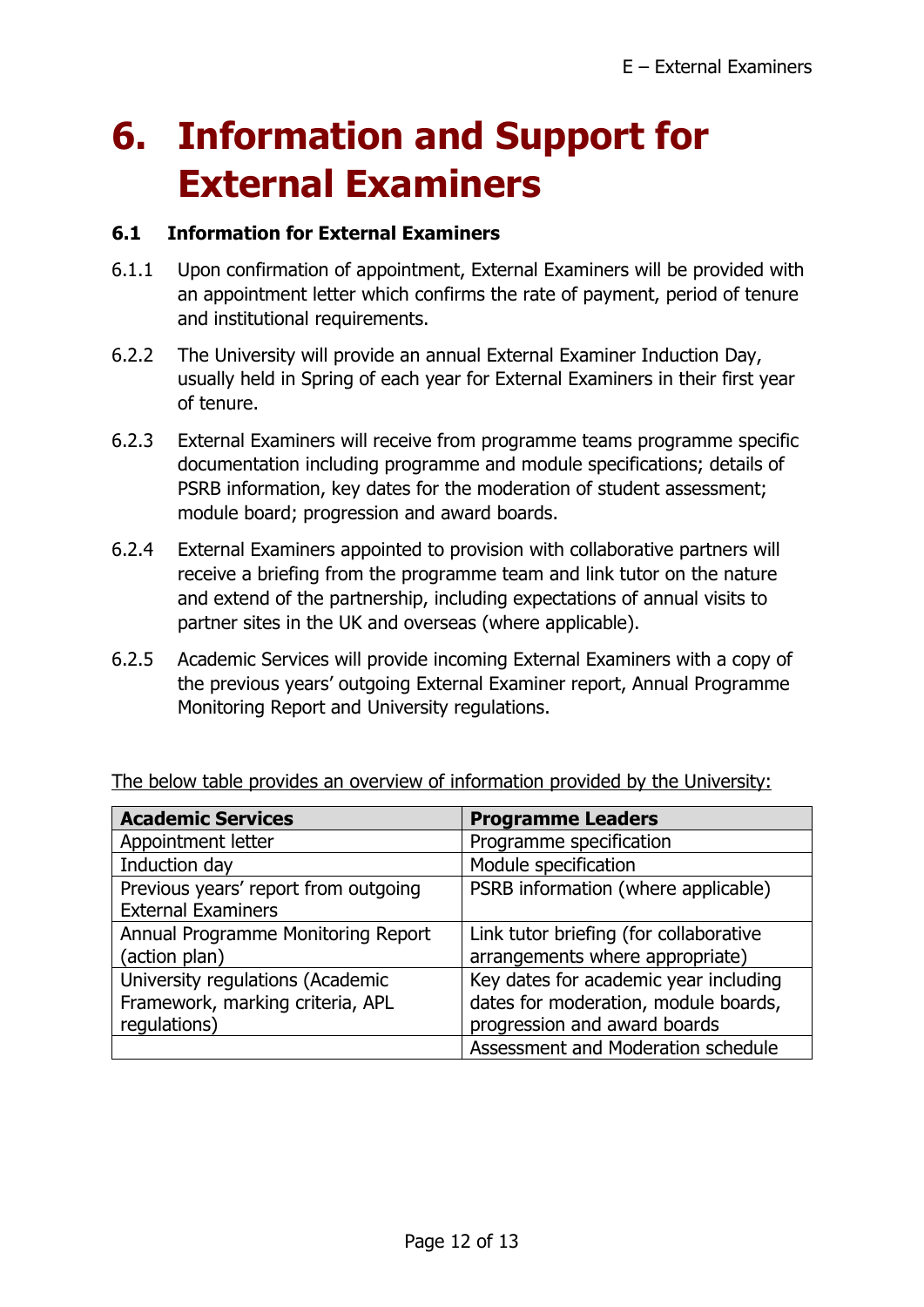# 6. Information and Support for External Examiners

### 6.1 Information for External Examiners

6.1.1 Upon confirmation of appointment, External Examiners will be provided with an appointment letter which confirms the rate of payment, period of tenure and institutional requirements.

6.2.2 The University will provide an annual External Examiner Induction Day, usually held in Spring of each year for External Examiners in their first year of tenure.

6.2.3 External Examiners will receive from programme teams programme specific documentation including programme and module specifications; details of PSRB information, key dates for the moderation of student assessment; module board; progression and award boards.

6.2.4 External Examiners appointed to provision with collaborative partners will receive a briefing from the programme team and link tutor on the nature and extend of the partnership, including expectations of annual visits to partner sites in the UK and overseas (where applicable).

6.2.5 Academic Services will provide incoming External Examiners with a copy of the previous years' outgoing External Examiner report, Annual Programme Monitoring Report and University regulations.

<u>The below table provides an overview of information provided by the University:</u>

| **Academic Services** | **Programme Leaders** |
|---|---|
| Appointment letter | Programme specification |
| Induction day | Module specification |
| Previous years' report from outgoing External Examiners | PSRB information (where applicable) |
| Annual Programme Monitoring Report (action plan) | Link tutor briefing (for collaborative arrangements where appropriate) |
| University regulations (Academic Framework, marking criteria, APL regulations) | Key dates for academic year including dates for moderation, module boards, progression and award boards |
| | Assessment and Moderation schedule |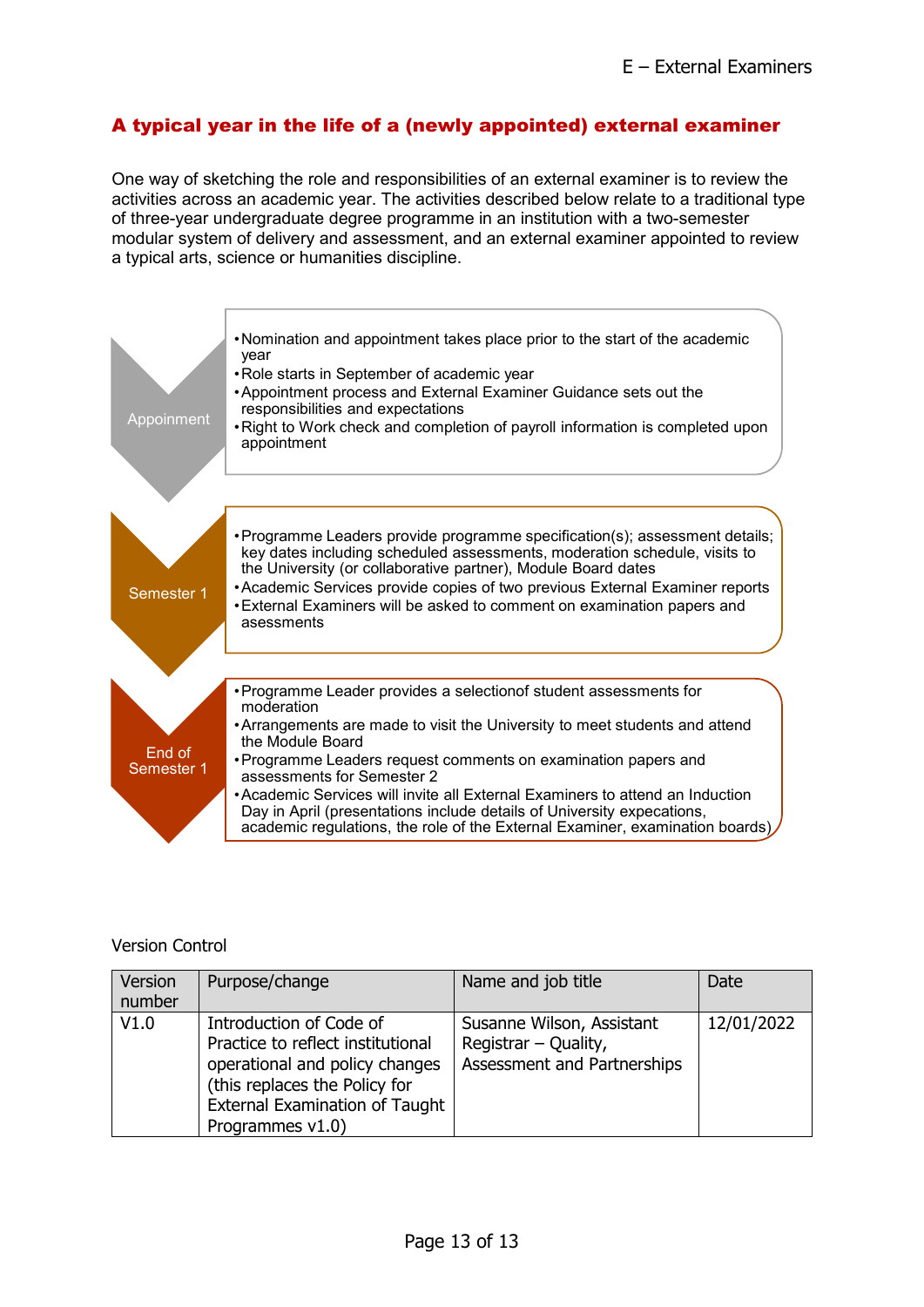## A typical year in the life of a (newly appointed) external examiner

One way of sketching the role and responsibilities of an external examiner is to review the activities across an academic year. The activities described below relate to a traditional type of three-year undergraduate degree programme in an institution with a two-semester modular system of delivery and assessment, and an external examiner appointed to review a typical arts, science or humanities discipline.

**Appoinment**

- Nomination and appointment takes place prior to the start of the academic year
- Role starts in September of academic year
- Appointment process and External Examiner Guidance sets out the responsibilities and expectations
- Right to Work check and completion of payroll information is completed upon appointment

**Semester 1**

- Programme Leaders provide programme specification(s); assessment details; key dates including scheduled assessments, moderation schedule, visits to the University (or collaborative partner), Module Board dates
- Academic Services provide copies of two previous External Examiner reports
- External Examiners will be asked to comment on examination papers and assesments

**End of Semester 1**

- Programme Leader provides a selectionof student assessments for moderation
- Arrangements are made to visit the University to meet students and attend the Module Board
- Programme Leaders request comments on examination papers and assessments for Semester 2
- Academic Services will invite all External Examiners to attend an Induction Day in April (presentations include details of University expecations, academic regulations, the role of the External Examiner, examination boards)

Version Control

| Version number | Purpose/change | Name and job title | Date |
|---|---|---|---|
| V1.0 | Introduction of Code of Practice to reflect institutional operational and policy changes (this replaces the Policy for External Examination of Taught Programmes v1.0) | Susanne Wilson, Assistant Registrar – Quality, Assessment and Partnerships | 12/01/2022 |